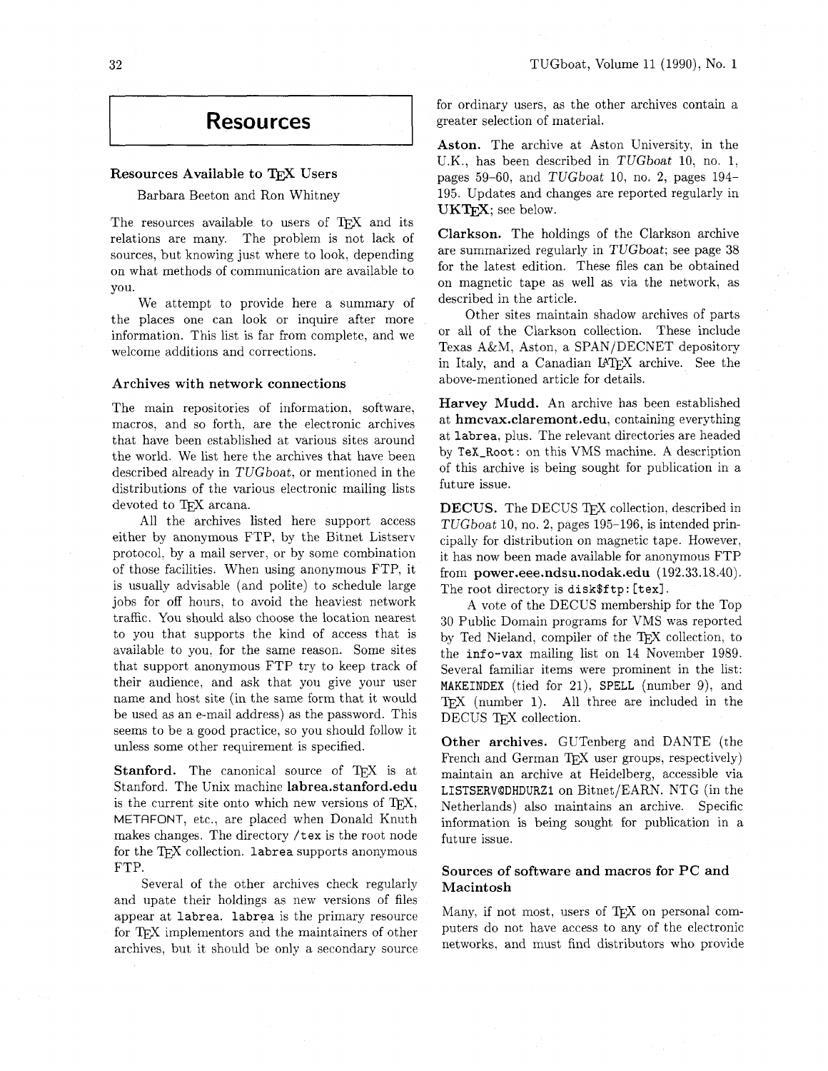# Resources

## Resources Available to TeX Users

Barbara Beeton and Ron Whitney

The resources available to users of TeX and its relations are many. The problem is not lack of sources, but knowing just where to look, depending on what methods of communication are available to you.

We attempt to provide here a summary of the places one can look or inquire after more information. This list is far from complete, and we welcome additions and corrections.

### Archives with network connections

The main repositories of information, software, macros, and so forth, are the electronic archives that have been established at various sites around the world. We list here the archives that have been described already in *TUGboat*, or mentioned in the distributions of the various electronic mailing lists devoted to TeX arcana.

All the archives listed here support access either by anonymous FTP, by the Bitnet Listserv protocol, by a mail server, or by some combination of those facilities. When using anonymous FTP, it is usually advisable (and polite) to schedule large jobs for off hours, to avoid the heaviest network traffic. You should also choose the location nearest to you that supports the kind of access that is available to you, for the same reason. Some sites that support anonymous FTP try to keep track of their audience, and ask that you give your user name and host site (in the same form that it would be used as an e-mail address) as the password. This seems to be a good practice, so you should follow it unless some other requirement is specified.

**Stanford.** The canonical source of TeX is at Stanford. The Unix machine **labrea.stanford.edu** is the current site onto which new versions of TeX, METAFONT, etc., are placed when Donald Knuth makes changes. The directory `/tex` is the root node for the TeX collection. `labrea` supports anonymous FTP.

Several of the other archives check regularly and upate their holdings as new versions of files appear at `labrea`. `labrea` is the primary resource for TeX implementors and the maintainers of other archives, but it should be only a secondary source for ordinary users, as the other archives contain a greater selection of material.

**Aston.** The archive at Aston University, in the U.K., has been described in *TUGboat* 10, no. 1, pages 59–60, and *TUGboat* 10, no. 2, pages 194–195. Updates and changes are reported regularly in **UKTeX**; see below.

**Clarkson.** The holdings of the Clarkson archive are summarized regularly in *TUGboat*; see page 38 for the latest edition. These files can be obtained on magnetic tape as well as via the network, as described in the article.

Other sites maintain shadow archives of parts or all of the Clarkson collection. These include Texas A&M, Aston, a SPAN/DECNET depository in Italy, and a Canadian LaTeX archive. See the above-mentioned article for details.

**Harvey Mudd.** An archive has been established at **hmcvax.claremont.edu**, containing everything at `labrea`, plus. The relevant directories are headed by `TeX_Root:` on this VMS machine. A description of this archive is being sought for publication in a future issue.

**DECUS.** The DECUS TeX collection, described in *TUGboat* 10, no. 2, pages 195–196, is intended principally for distribution on magnetic tape. However, it has now been made available for anonymous FTP from **power.eee.ndsu.nodak.edu** (192.33.18.40). The root directory is `disk$ftp:[tex]`.

A vote of the DECUS membership for the Top 30 Public Domain programs for VMS was reported by Ted Nieland, compiler of the TeX collection, to the `info-vax` mailing list on 14 November 1989. Several familiar items were prominent in the list: `MAKEINDEX` (tied for 21), `SPELL` (number 9), and TeX (number 1). All three are included in the DECUS TeX collection.

**Other archives.** GUTenberg and DANTE (the French and German TeX user groups, respectively) maintain an archive at Heidelberg, accessible via `LISTSERV@DHDURZ1` on Bitnet/EARN. NTG (in the Netherlands) also maintains an archive. Specific information is being sought for publication in a future issue.

### Sources of software and macros for PC and Macintosh

Many, if not most, users of TeX on personal computers do not have access to any of the electronic networks, and must find distributors who provide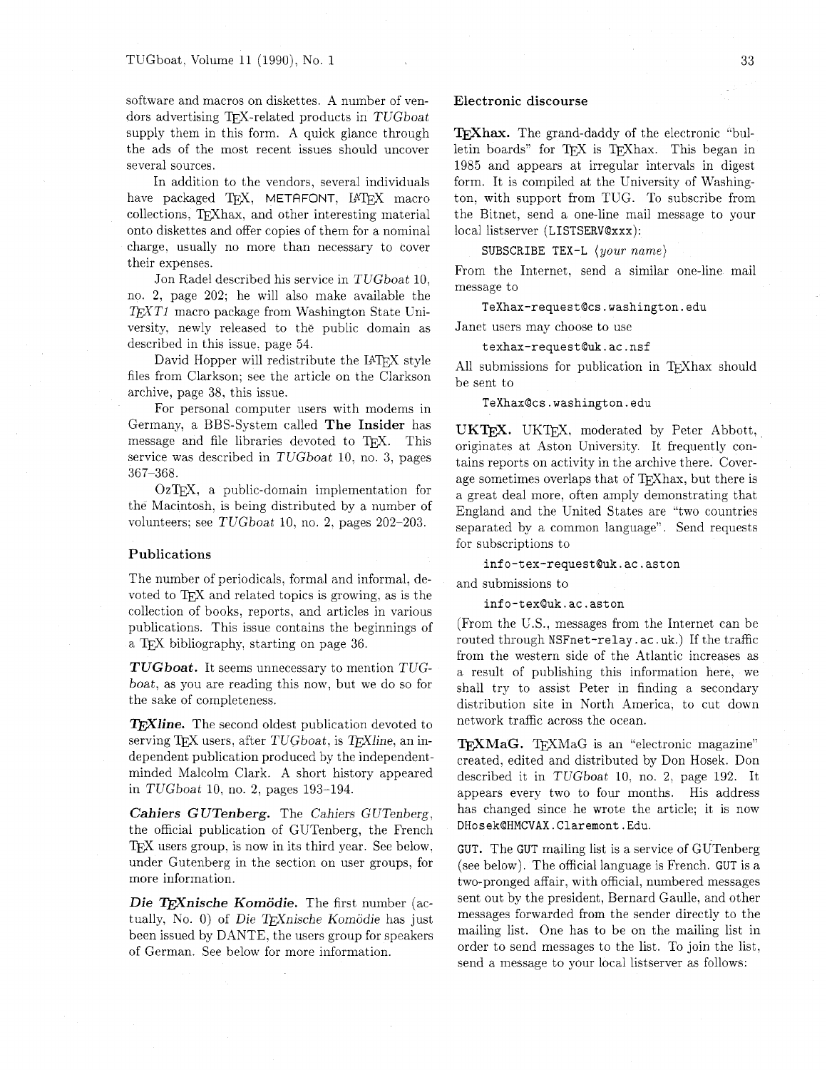software and macros on diskettes. A number of vendors advertising TeX-related products in *TUGboat* supply them in this form. A quick glance through the ads of the most recent issues should uncover several sources.

In addition to the vendors, several individuals have packaged TeX, METAFONT, LaTeX macro collections, TeXhax, and other interesting material onto diskettes and offer copies of them for a nominal charge, usually no more than necessary to cover their expenses.

Jon Radel described his service in *TUGboat* 10, no. 2, page 202; he will also make available the *TeXT1* macro package from Washington State University, newly released to the public domain as described in this issue, page 54.

David Hopper will redistribute the LaTeX style files from Clarkson; see the article on the Clarkson archive, page 38, this issue.

For personal computer users with modems in Germany, a BBS-System called **The Insider** has message and file libraries devoted to TeX. This service was described in *TUGboat* 10, no. 3, pages 367–368.

OzTeX, a public-domain implementation for the Macintosh, is being distributed by a number of volunteers; see *TUGboat* 10, no. 2, pages 202–203.

### Publications

The number of periodicals, formal and informal, devoted to TeX and related topics is growing, as is the collection of books, reports, and articles in various publications. This issue contains the beginnings of a TeX bibliography, starting on page 36.

***TUGboat.*** It seems unnecessary to mention *TUGboat*, as you are reading this now, but we do so for the sake of completeness.

***TeXline.*** The second oldest publication devoted to serving TeX users, after *TUGboat*, is *TeXline*, an independent publication produced by the independent-minded Malcolm Clark. A short history appeared in *TUGboat* 10, no. 2, pages 193–194.

***Cahiers GUTenberg.*** The *Cahiers GUTenberg*, the official publication of GUTenberg, the French TeX users group, is now in its third year. See below, under Gutenberg in the section on user groups, for more information.

***Die TeXnische Komödie.*** The first number (actually, No. 0) of *Die TeXnische Komödie* has just been issued by DANTE, the users group for speakers of German. See below for more information.

### Electronic discourse

**TeXhax.** The grand-daddy of the electronic "bulletin boards" for TeX is TeXhax. This began in 1985 and appears at irregular intervals in digest form. It is compiled at the University of Washington, with support from TUG. To subscribe from the Bitnet, send a one-line mail message to your local listserver (`LISTSERV@xxx`):

`SUBSCRIBE TEX-L` ⟨*your name*⟩

From the Internet, send a similar one-line mail message to

`TeXhax-request@cs.washington.edu`

Janet users may choose to use

`texhax-request@uk.ac.nsf`

All submissions for publication in TeXhax should be sent to

`TeXhax@cs.washington.edu`

**UKTeX.** UKTeX, moderated by Peter Abbott, originates at Aston University. It frequently contains reports on activity in the archive there. Coverage sometimes overlaps that of TeXhax, but there is a great deal more, often amply demonstrating that England and the United States are "two countries separated by a common language". Send requests for subscriptions to

`info-tex-request@uk.ac.aston`

and submissions to

`info-tex@uk.ac.aston`

(From the U.S., messages from the Internet can be routed through `NSFnet-relay.ac.uk`.) If the traffic from the western side of the Atlantic increases as a result of publishing this information here, we shall try to assist Peter in finding a secondary distribution site in North America, to cut down network traffic across the ocean.

**TeXMaG.** TeXMaG is an "electronic magazine" created, edited and distributed by Don Hosek. Don described it in *TUGboat* 10, no. 2, page 192. It appears every two to four months. His address has changed since he wrote the article; it is now `DHosek@HMCVAX.Claremont.Edu`.

**GUT.** The GUT mailing list is a service of GUTenberg (see below). The official language is French. GUT is a two-pronged affair, with official, numbered messages sent out by the president, Bernard Gaulle, and other messages forwarded from the sender directly to the mailing list. One has to be on the mailing list in order to send messages to the list. To join the list, send a message to your local listserver as follows: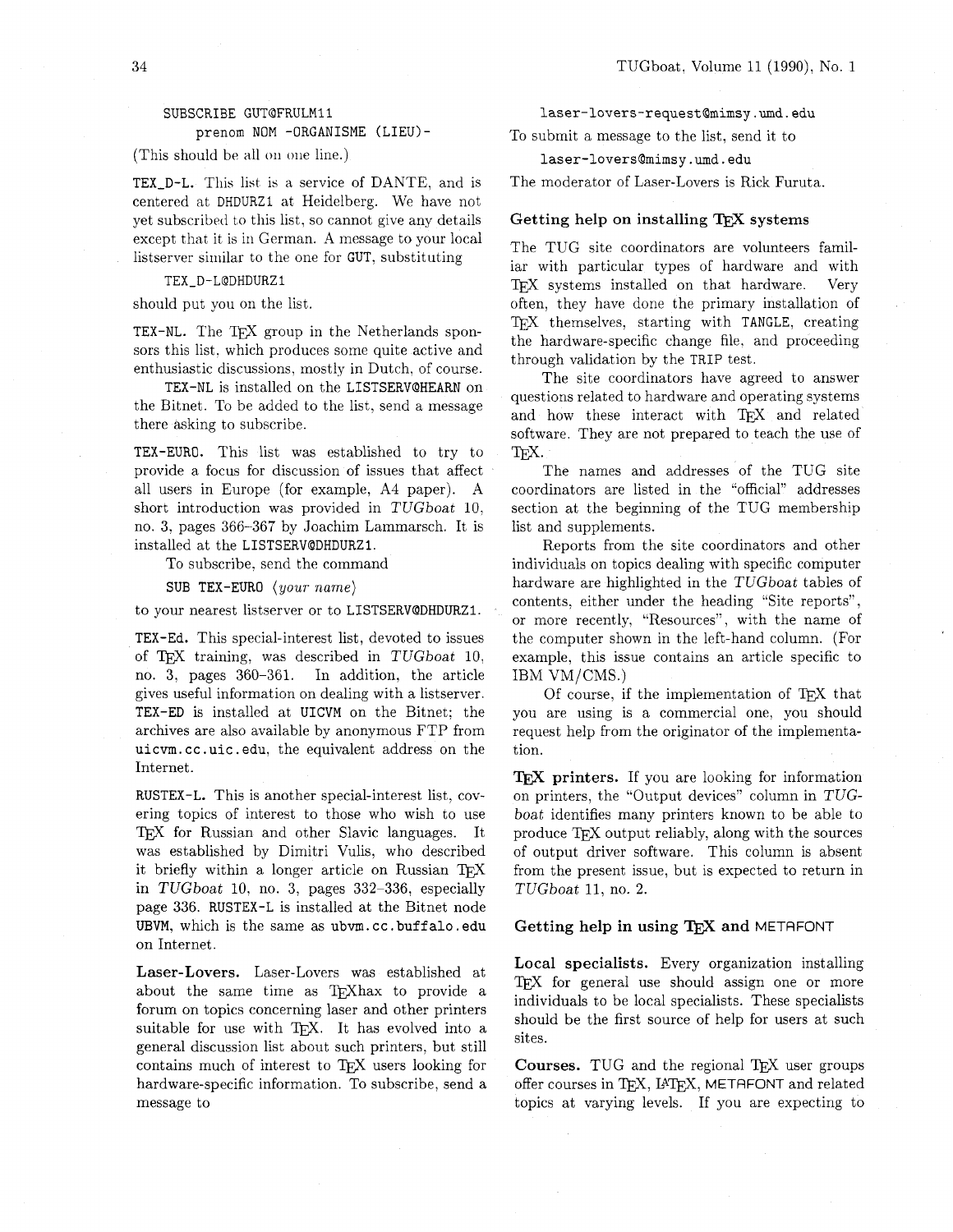```
SUBSCRIBE GUT@FRULM11
     prenom NOM -ORGANISME (LIEU)-
```

(This should be all on one line.)

**TEX_D-L.** This list is a service of DANTE, and is centered at DHDURZ1 at Heidelberg. We have not yet subscribed to this list, so cannot give any details except that it is in German. A message to your local listserver similar to the one for GUT, substituting

```
TEX_D-L@DHDURZ1
```

should put you on the list.

**TEX-NL.** The TEX group in the Netherlands sponsors this list, which produces some quite active and enthusiastic discussions, mostly in Dutch, of course.

TEX-NL is installed on the LISTSERV@HEARN on the Bitnet. To be added to the list, send a message there asking to subscribe.

**TEX-EURO.** This list was established to try to provide a focus for discussion of issues that affect all users in Europe (for example, A4 paper). A short introduction was provided in *TUGboat* 10, no. 3, pages 366–367 by Joachim Lammarsch. It is installed at the LISTSERV@DHDURZ1.

To subscribe, send the command

```
SUB TEX-EURO ⟨your name⟩
```

to your nearest listserver or to LISTSERV@DHDURZ1.

**TEX-Ed.** This special-interest list, devoted to issues of TEX training, was described in *TUGboat* 10, no. 3, pages 360–361. In addition, the article gives useful information on dealing with a listserver. TEX-ED is installed at UICVM on the Bitnet; the archives are also available by anonymous FTP from uicvm.cc.uic.edu, the equivalent address on the Internet.

**RUSTEX-L.** This is another special-interest list, covering topics of interest to those who wish to use TEX for Russian and other Slavic languages. It was established by Dimitri Vulis, who described it briefly within a longer article on Russian TEX in *TUGboat* 10, no. 3, pages 332–336, especially page 336. RUSTEX-L is installed at the Bitnet node UBVM, which is the same as ubvm.cc.buffalo.edu on Internet.

**Laser-Lovers.** Laser-Lovers was established at about the same time as TEXhax to provide a forum on topics concerning laser and other printers suitable for use with TEX. It has evolved into a general discussion list about such printers, but still contains much of interest to TEX users looking for hardware-specific information. To subscribe, send a message to

```
laser-lovers-request@mimsy.umd.edu
```

To submit a message to the list, send it to

```
laser-lovers@mimsy.umd.edu
```

The moderator of Laser-Lovers is Rick Furuta.

### Getting help on installing TEX systems

The TUG site coordinators are volunteers familiar with particular types of hardware and with TEX systems installed on that hardware. Very often, they have done the primary installation of TEX themselves, starting with TANGLE, creating the hardware-specific change file, and proceeding through validation by the TRIP test.

The site coordinators have agreed to answer questions related to hardware and operating systems and how these interact with TEX and related software. They are not prepared to teach the use of TEX.

The names and addresses of the TUG site coordinators are listed in the "official" addresses section at the beginning of the TUG membership list and supplements.

Reports from the site coordinators and other individuals on topics dealing with specific computer hardware are highlighted in the *TUGboat* tables of contents, either under the heading "Site reports", or more recently, "Resources", with the name of the computer shown in the left-hand column. (For example, this issue contains an article specific to IBM VM/CMS.)

Of course, if the implementation of TEX that you are using is a commercial one, you should request help from the originator of the implementation.

**TEX printers.** If you are looking for information on printers, the "Output devices" column in *TUGboat* identifies many printers known to be able to produce TEX output reliably, along with the sources of output driver software. This column is absent from the present issue, but is expected to return in *TUGboat* 11, no. 2.

### Getting help in using TEX and METAFONT

**Local specialists.** Every organization installing TEX for general use should assign one or more individuals to be local specialists. These specialists should be the first source of help for users at such sites.

**Courses.** TUG and the regional TEX user groups offer courses in TEX, LATEX, METAFONT and related topics at varying levels. If you are expecting to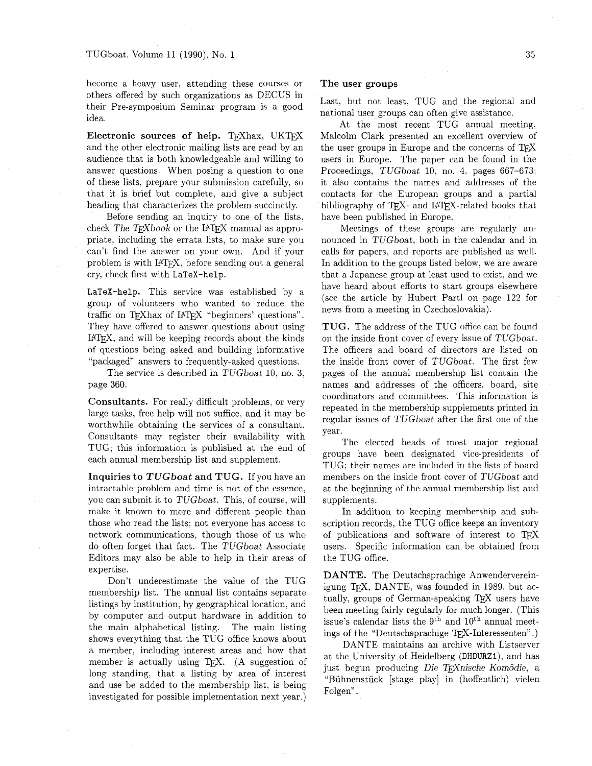become a heavy user, attending these courses or others offered by such organizations as DECUS in their Pre-symposium Seminar program is a good idea.

**Electronic sources of help.** TeXhax, UKTeX and the other electronic mailing lists are read by an audience that is both knowledgeable and willing to answer questions. When posing a question to one of these lists, prepare your submission carefully, so that it is brief but complete, and give a subject heading that characterizes the problem succinctly.

Before sending an inquiry to one of the lists, check *The TeXbook* or the LaTeX manual as appropriate, including the errata lists, to make sure you can't find the answer on your own. And if your problem is with LaTeX, before sending out a general cry, check first with `LaTeX-help`.

**`LaTeX-help`.** This service was established by a group of volunteers who wanted to reduce the traffic on TeXhax of LaTeX "beginners' questions". They have offered to answer questions about using LaTeX, and will be keeping records about the kinds of questions being asked and building informative "packaged" answers to frequently-asked questions.

The service is described in *TUGboat* 10, no. 3, page 360.

**Consultants.** For really difficult problems, or very large tasks, free help will not suffice, and it may be worthwhile obtaining the services of a consultant. Consultants may register their availability with TUG; this information is published at the end of each annual membership list and supplement.

**Inquiries to *TUGboat* and TUG.** If you have an intractable problem and time is not of the essence, you can submit it to *TUGboat*. This, of course, will make it known to more and different people than those who read the lists; not everyone has access to network communications, though those of us who do often forget that fact. The *TUGboat* Associate Editors may also be able to help in their areas of expertise.

Don't underestimate the value of the TUG membership list. The annual list contains separate listings by institution, by geographical location, and by computer and output hardware in addition to the main alphabetical listing. The main listing shows everything that the TUG office knows about a member, including interest areas and how that member is actually using TeX. (A suggestion of long standing, that a listing by area of interest and use be added to the membership list, is being investigated for possible implementation next year.)

## The user groups

Last, but not least, TUG and the regional and national user groups can often give assistance.

At the most recent TUG annual meeting, Malcolm Clark presented an excellent overview of the user groups in Europe and the concerns of TeX users in Europe. The paper can be found in the Proceedings, *TUGboat* 10, no. 4, pages 667–673; it also contains the names and addresses of the contacts for the European groups and a partial bibliography of TeX- and LaTeX-related books that have been published in Europe.

Meetings of these groups are regularly announced in *TUGboat*, both in the calendar and in calls for papers, and reports are published as well. In addition to the groups listed below, we are aware that a Japanese group at least used to exist, and we have heard about efforts to start groups elsewhere (see the article by Hubert Partl on page 122 for news from a meeting in Czechoslovakia).

**TUG.** The address of the TUG office can be found on the inside front cover of every issue of *TUGboat*. The officers and board of directors are listed on the inside front cover of *TUGboat*. The first few pages of the annual membership list contain the names and addresses of the officers, board, site coordinators and committees. This information is repeated in the membership supplements printed in regular issues of *TUGboat* after the first one of the year.

The elected heads of most major regional groups have been designated vice-presidents of TUG; their names are included in the lists of board members on the inside front cover of *TUGboat* and at the beginning of the annual membership list and supplements.

In addition to keeping membership and subscription records, the TUG office keeps an inventory of publications and software of interest to TeX users. Specific information can be obtained from the TUG office.

**DANTE.** The Deutschsprachige Anwendervereinigung TeX, DANTE, was founded in 1989, but actually, groups of German-speaking TeX users have been meeting fairly regularly for much longer. (This issue's calendar lists the 9th and 10th annual meetings of the "Deutschsprachige TeX-Interessenten".)

DANTE maintains an archive with Listserver at the University of Heidelberg (`DHDURZ1`), and has just begun producing *Die TeXnische Komödie*, a "Bühnenstück [stage play] in (hoffentlich) vielen Folgen".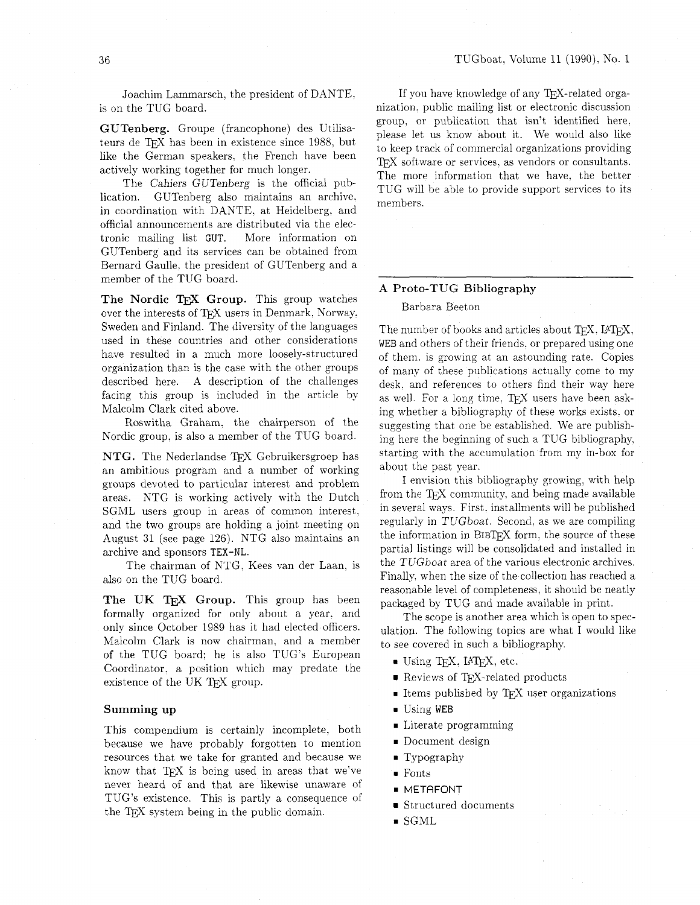Joachim Lammarsch, the president of DANTE, is on the TUG board.

**GUTenberg.** Groupe (francophone) des Utilisateurs de TEX has been in existence since 1988, but like the German speakers, the French have been actively working together for much longer.

The *Cahiers GUTenberg* is the official publication. GUTenberg also maintains an archive, in coordination with DANTE, at Heidelberg, and official announcements are distributed via the electronic mailing list GUT. More information on GUTenberg and its services can be obtained from Bernard Gaulle, the president of GUTenberg and a member of the TUG board.

**The Nordic TEX Group.** This group watches over the interests of TEX users in Denmark, Norway, Sweden and Finland. The diversity of the languages used in these countries and other considerations have resulted in a much more loosely-structured organization than is the case with the other groups described here. A description of the challenges facing this group is included in the article by Malcolm Clark cited above.

Roswitha Graham, the chairperson of the Nordic group, is also a member of the TUG board.

**NTG.** The Nederlandse TEX Gebruikersgroep has an ambitious program and a number of working groups devoted to particular interest and problem areas. NTG is working actively with the Dutch SGML users group in areas of common interest, and the two groups are holding a joint meeting on August 31 (see page 126). NTG also maintains an archive and sponsors TEX-NL.

The chairman of NTG, Kees van der Laan, is also on the TUG board.

**The UK TEX Group.** This group has been formally organized for only about a year, and only since October 1989 has it had elected officers. Malcolm Clark is now chairman, and a member of the TUG board; he is also TUG's European Coordinator, a position which may predate the existence of the UK TEX group.

### Summing up

This compendium is certainly incomplete, both because we have probably forgotten to mention resources that we take for granted and because we know that TEX is being used in areas that we've never heard of and that are likewise unaware of TUG's existence. This is partly a consequence of the TEX system being in the public domain.

If you have knowledge of any TEX-related organization, public mailing list or electronic discussion group, or publication that isn't identified here, please let us know about it. We would also like to keep track of commercial organizations providing TEX software or services, as vendors or consultants. The more information that we have, the better TUG will be able to provide support services to its members.

## A Proto-TUG Bibliography

Barbara Beeton

The number of books and articles about TEX, LATEX, WEB and others of their friends, or prepared using one of them, is growing at an astounding rate. Copies of many of these publications actually come to my desk, and references to others find their way here as well. For a long time, TEX users have been asking whether a bibliography of these works exists, or suggesting that one be established. We are publishing here the beginning of such a TUG bibliography, starting with the accumulation from my in-box for about the past year.

I envision this bibliography growing, with help from the TEX community, and being made available in several ways. First, installments will be published regularly in *TUGboat*. Second, as we are compiling the information in BIBTEX form, the source of these partial listings will be consolidated and installed in the *TUGboat* area of the various electronic archives. Finally, when the size of the collection has reached a reasonable level of completeness, it should be neatly packaged by TUG and made available in print.

The scope is another area which is open to speculation. The following topics are what I would like to see covered in such a bibliography.

- Using TEX, LATEX, etc.
- Reviews of TEX-related products
- Items published by TEX user organizations
- Using WEB
- Literate programming
- Document design
- Typography
- Fonts
- METAFONT
- Structured documents
- SGML